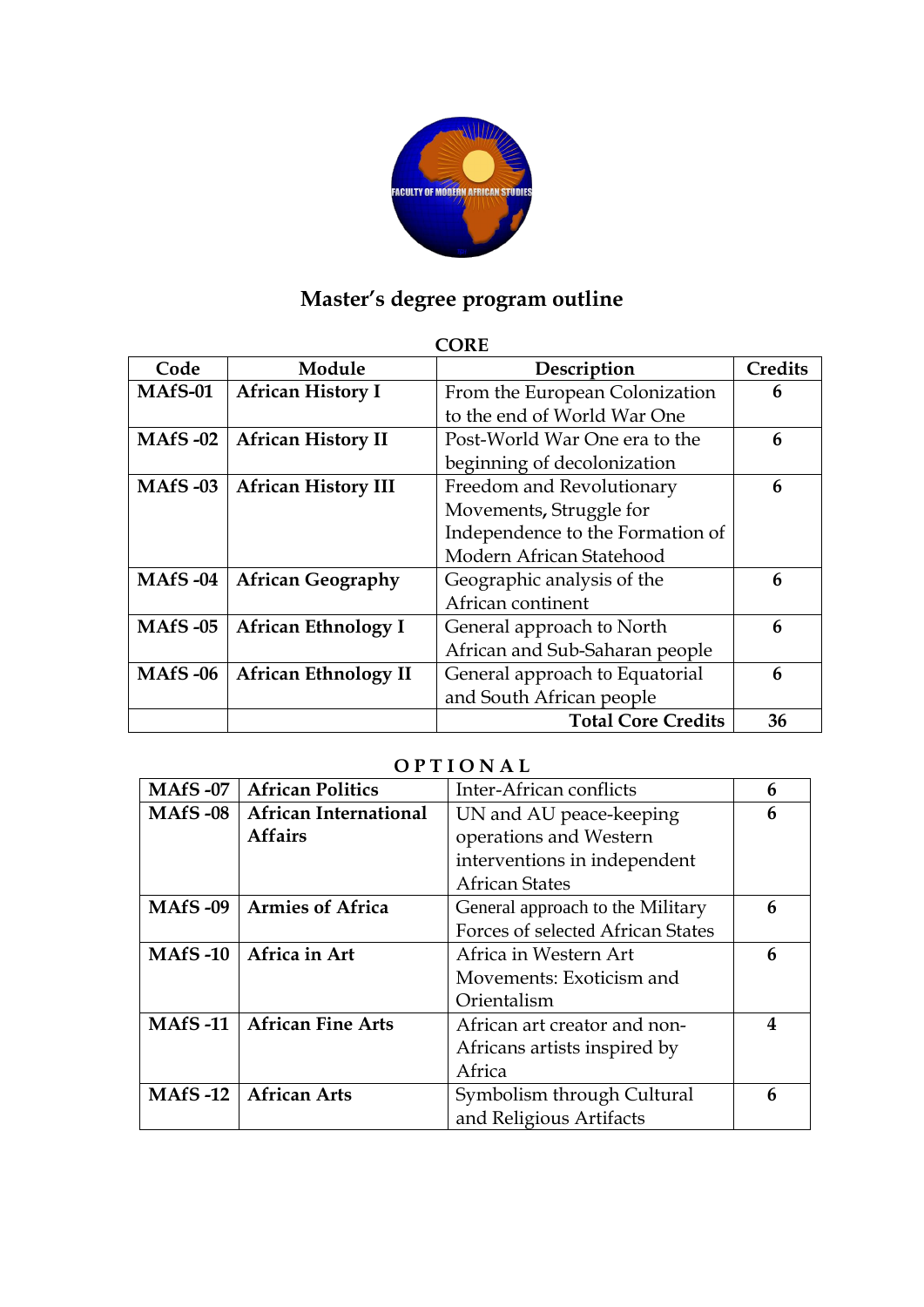# Master's degree program outline

**CORE**

| Code | Module | Description | Credits |
|---|---|---|---|
| **MAfS-01** | **African History I** | From the European Colonization to the end of World War One | **6** |
| **MAfS -02** | **African History II** | Post-World War One era to the beginning of decolonization | **6** |
| **MAfS -03** | **African History III** | Freedom and Revolutionary Movements, Struggle for Independence to the Formation of Modern African Statehood | **6** |
| **MAfS -04** | **African Geography** | Geographic analysis of the African continent | **6** |
| **MAfS -05** | **African Ethnology I** | General approach to North African and Sub-Saharan people | **6** |
| **MAfS -06** | **African Ethnology II** | General approach to Equatorial and South African people | **6** |
| | | **Total Core Credits** | **36** |

**OPTIONAL**

| | | | |
|---|---|---|---|
| **MAfS -07** | **African Politics** | Inter-African conflicts | **6** |
| **MAfS -08** | **African International Affairs** | UN and AU peace-keeping operations and Western interventions in independent African States | **6** |
| **MAfS -09** | **Armies of Africa** | General approach to the Military Forces of selected African States | **6** |
| **MAfS -10** | **Africa in Art** | Africa in Western Art Movements: Exoticism and Orientalism | **6** |
| **MAfS -11** | **African Fine Arts** | African art creator and non-Africans artists inspired by Africa | **4** |
| **MAfS -12** | **African Arts** | Symbolism through Cultural and Religious Artifacts | **6** |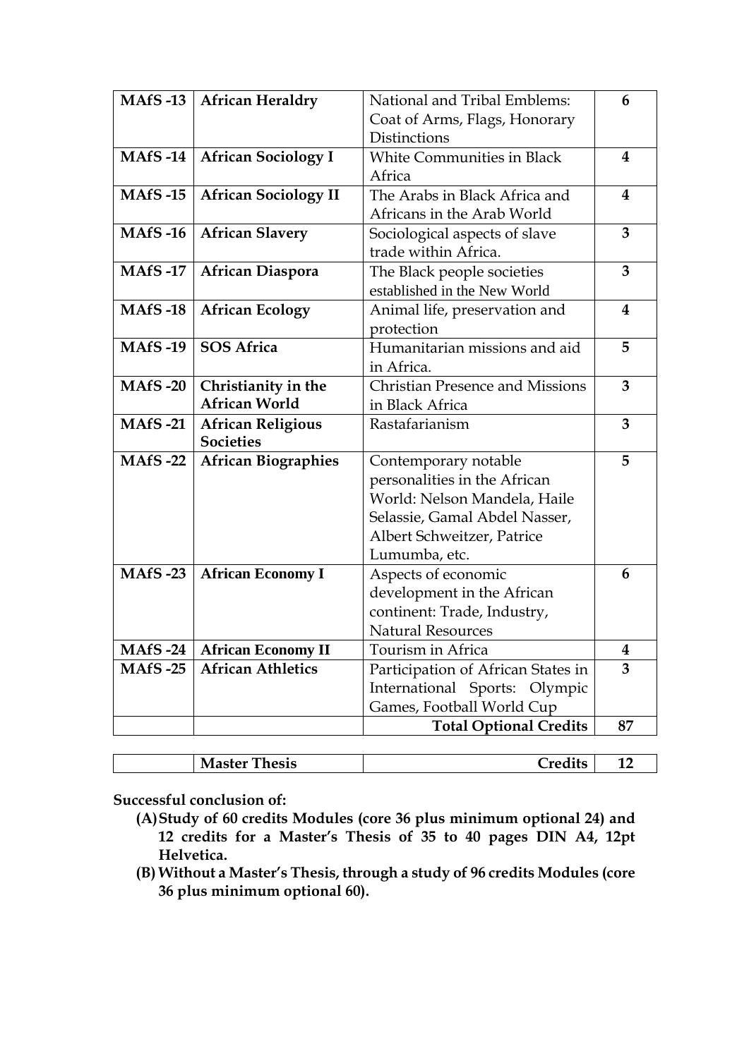| | | | |
|---|---|---|---|
| **MAfS -13** | **African Heraldry** | National and Tribal Emblems: Coat of Arms, Flags, Honorary Distinctions | **6** |
| **MAfS -14** | **African Sociology I** | White Communities in Black Africa | **4** |
| **MAfS -15** | **African Sociology II** | The Arabs in Black Africa and Africans in the Arab World | **4** |
| **MAfS -16** | **African Slavery** | Sociological aspects of slave trade within Africa. | **3** |
| **MAfS -17** | **African Diaspora** | The Black people societies established in the New World | **3** |
| **MAfS -18** | **African Ecology** | Animal life, preservation and protection | **4** |
| **MAfS -19** | **SOS Africa** | Humanitarian missions and aid in Africa. | **5** |
| **MAfS -20** | **Christianity in the African World** | Christian Presence and Missions in Black Africa | **3** |
| **MAfS -21** | **African Religious Societies** | Rastafarianism | **3** |
| **MAfS -22** | **African Biographies** | Contemporary notable personalities in the African World: Nelson Mandela, Haile Selassie, Gamal Abdel Nasser, Albert Schweitzer, Patrice Lumumba, etc. | **5** |
| **MAfS -23** | **African Economy I** | Aspects of economic development in the African continent: Trade, Industry, Natural Resources | **6** |
| **MAfS -24** | **African Economy II** | Tourism in Africa | **4** |
| **MAfS -25** | **African Athletics** | Participation of African States in International Sports: Olympic Games, Football World Cup | **3** |
| | | **Total Optional Credits** | **87** |

| | | | |
|---|---|---|---|
| | **Master Thesis** | **Credits** | **12** |

**Successful conclusion of:**

**(A) Study of 60 credits Modules (core 36 plus minimum optional 24) and 12 credits for a Master's Thesis of 35 to 40 pages DIN A4, 12pt Helvetica.**

**(B) Without a Master's Thesis, through a study of 96 credits Modules (core 36 plus minimum optional 60).**